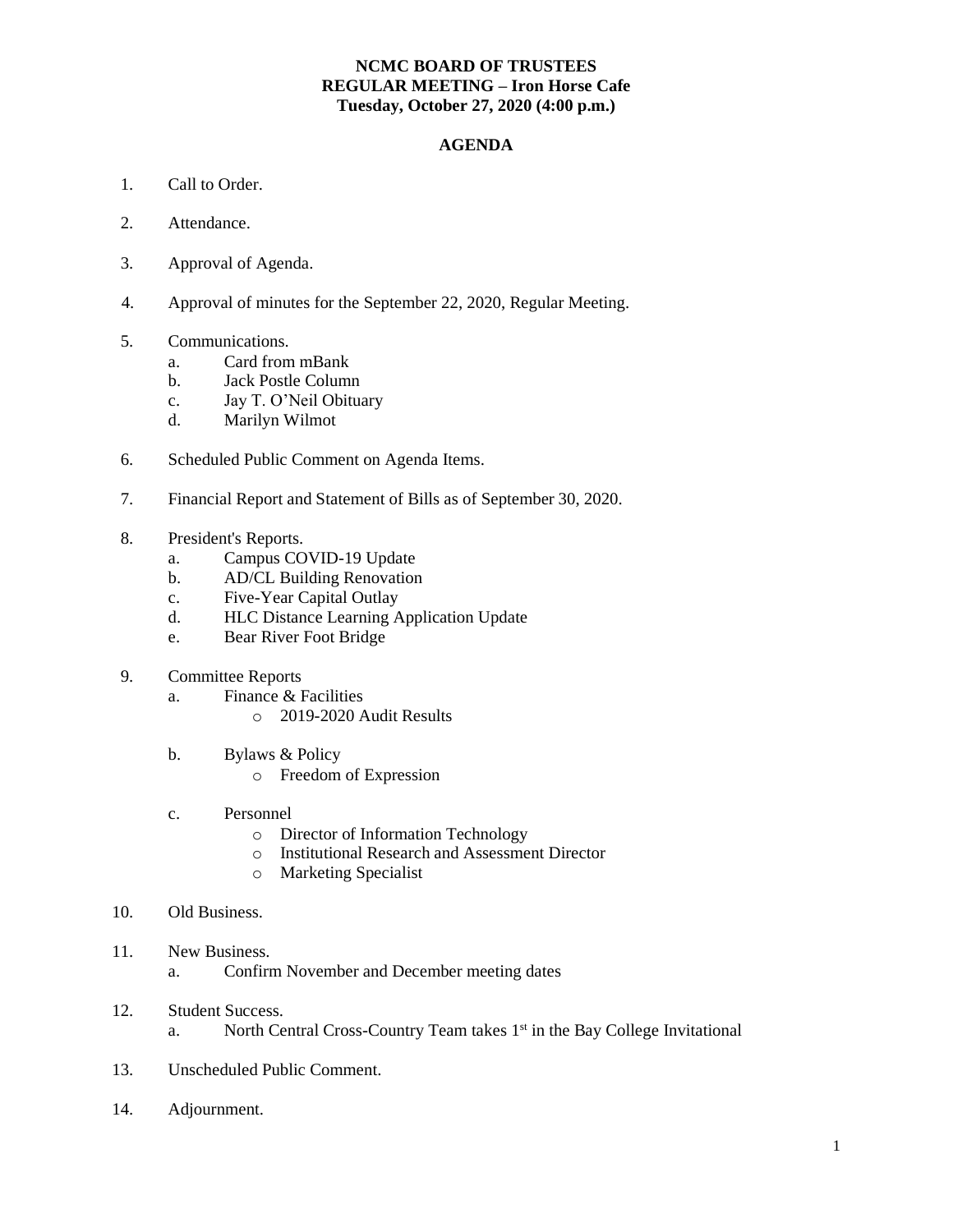**NCMC BOARD OF TRUSTEES**
**REGULAR MEETING – Iron Horse Cafe**
**Tuesday, October 27, 2020 (4:00 p.m.)**

**AGENDA**

1. Call to Order.
2. Attendance.
3. Approval of Agenda.
4. Approval of minutes for the September 22, 2020, Regular Meeting.
5. Communications.
   a. Card from mBank
   b. Jack Postle Column
   c. Jay T. O'Neil Obituary
   d. Marilyn Wilmot
6. Scheduled Public Comment on Agenda Items.
7. Financial Report and Statement of Bills as of September 30, 2020.
8. President's Reports.
   a. Campus COVID-19 Update
   b. AD/CL Building Renovation
   c. Five-Year Capital Outlay
   d. HLC Distance Learning Application Update
   e. Bear River Foot Bridge
9. Committee Reports
   a. Finance & Facilities
      - 2019-2020 Audit Results

   b. Bylaws & Policy
      - Freedom of Expression

   c. Personnel
      - Director of Information Technology
      - Institutional Research and Assessment Director
      - Marketing Specialist
10. Old Business.
11. New Business.
    a. Confirm November and December meeting dates
12. Student Success.
    a. North Central Cross-Country Team takes 1st in the Bay College Invitational
13. Unscheduled Public Comment.
14. Adjournment.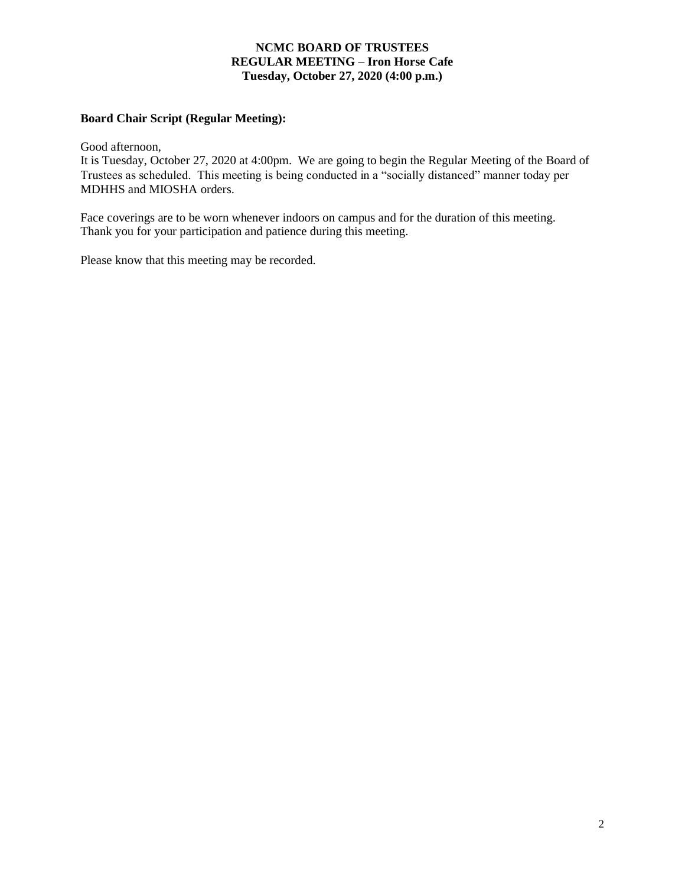**NCMC BOARD OF TRUSTEES**
**REGULAR MEETING – Iron Horse Cafe**
**Tuesday, October 27, 2020 (4:00 p.m.)**

**Board Chair Script (Regular Meeting):**

Good afternoon,
It is Tuesday, October 27, 2020 at 4:00pm. We are going to begin the Regular Meeting of the Board of Trustees as scheduled. This meeting is being conducted in a "socially distanced" manner today per MDHHS and MIOSHA orders.

Face coverings are to be worn whenever indoors on campus and for the duration of this meeting. Thank you for your participation and patience during this meeting.

Please know that this meeting may be recorded.